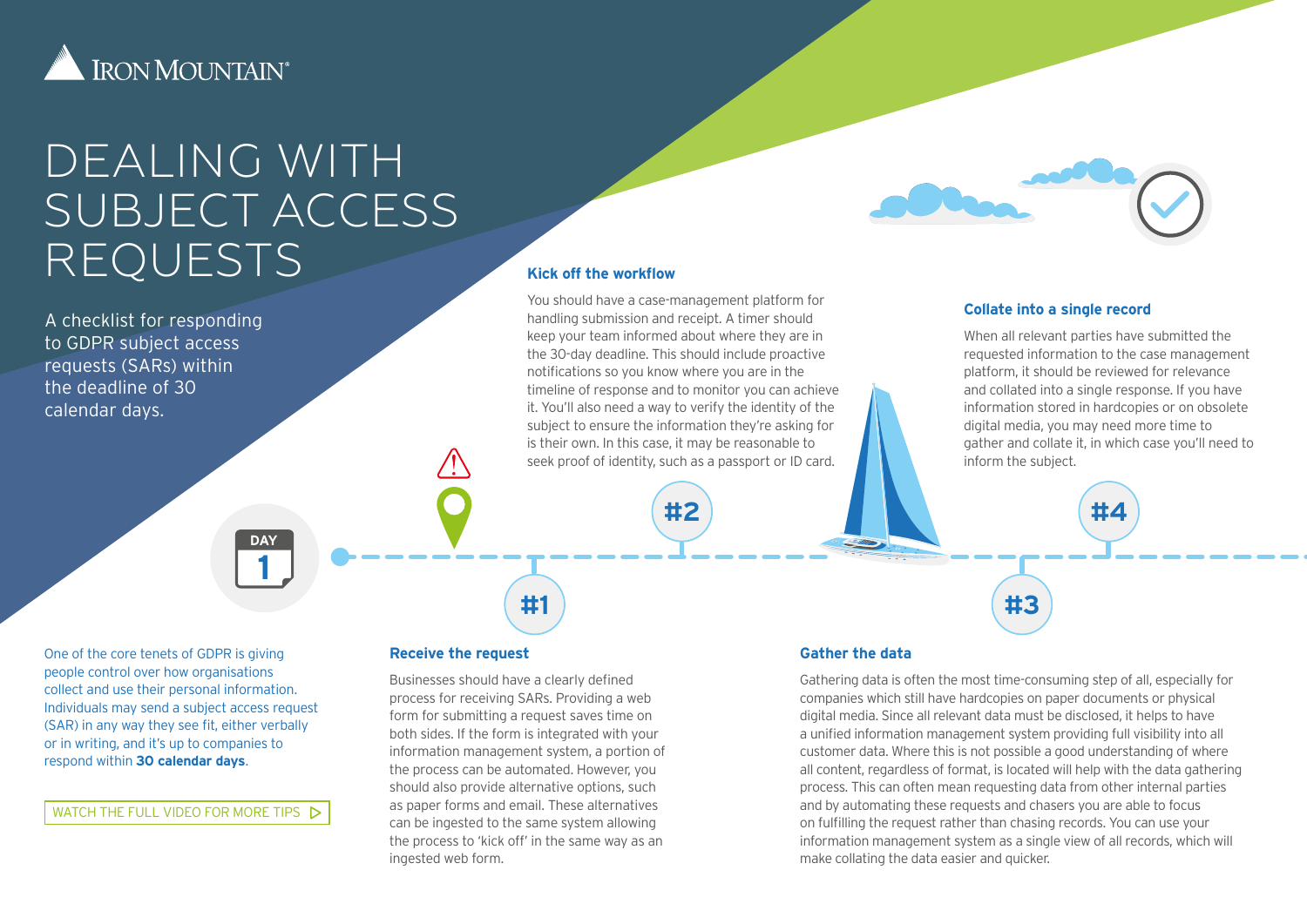IRON MOUNTAIN®

# DEALING WITH SUBJECT ACCESS REQUESTS

A checklist for responding to GDPR subject access requests (SARs) within the deadline of 30 calendar days.

DAY 1

One of the core tenets of GDPR is giving people control over how organisations collect and use their personal information. Individuals may send a subject access request (SAR) in any way they see fit, either verbally or in writing, and it's up to companies to respond within **30 calendar days**.

WATCH THE FULL VIDEO FOR MORE TIPS

## #1 Receive the request

Businesses should have a clearly defined process for receiving SARs. Providing a web form for submitting a request saves time on both sides. If the form is integrated with your information management system, a portion of the process can be automated. However, you should also provide alternative options, such as paper forms and email. These alternatives can be ingested to the same system allowing the process to 'kick off' in the same way as an ingested web form.

## #2 Kick off the workflow

You should have a case-management platform for handling submission and receipt. A timer should keep your team informed about where they are in the 30-day deadline. This should include proactive notifications so you know where you are in the timeline of response and to monitor you can achieve it. You'll also need a way to verify the identity of the subject to ensure the information they're asking for is their own. In this case, it may be reasonable to seek proof of identity, such as a passport or ID card.

## #3 Gather the data

Gathering data is often the most time-consuming step of all, especially for companies which still have hardcopies on paper documents or physical digital media. Since all relevant data must be disclosed, it helps to have a unified information management system providing full visibility into all customer data. Where this is not possible a good understanding of where all content, regardless of format, is located will help with the data gathering process. This can often mean requesting data from other internal parties and by automating these requests and chasers you are able to focus on fulfilling the request rather than chasing records. You can use your information management system as a single view of all records, which will make collating the data easier and quicker.

## #4 Collate into a single record

When all relevant parties have submitted the requested information to the case management platform, it should be reviewed for relevance and collated into a single response. If you have information stored in hardcopies or on obsolete digital media, you may need more time to gather and collate it, in which case you'll need to inform the subject.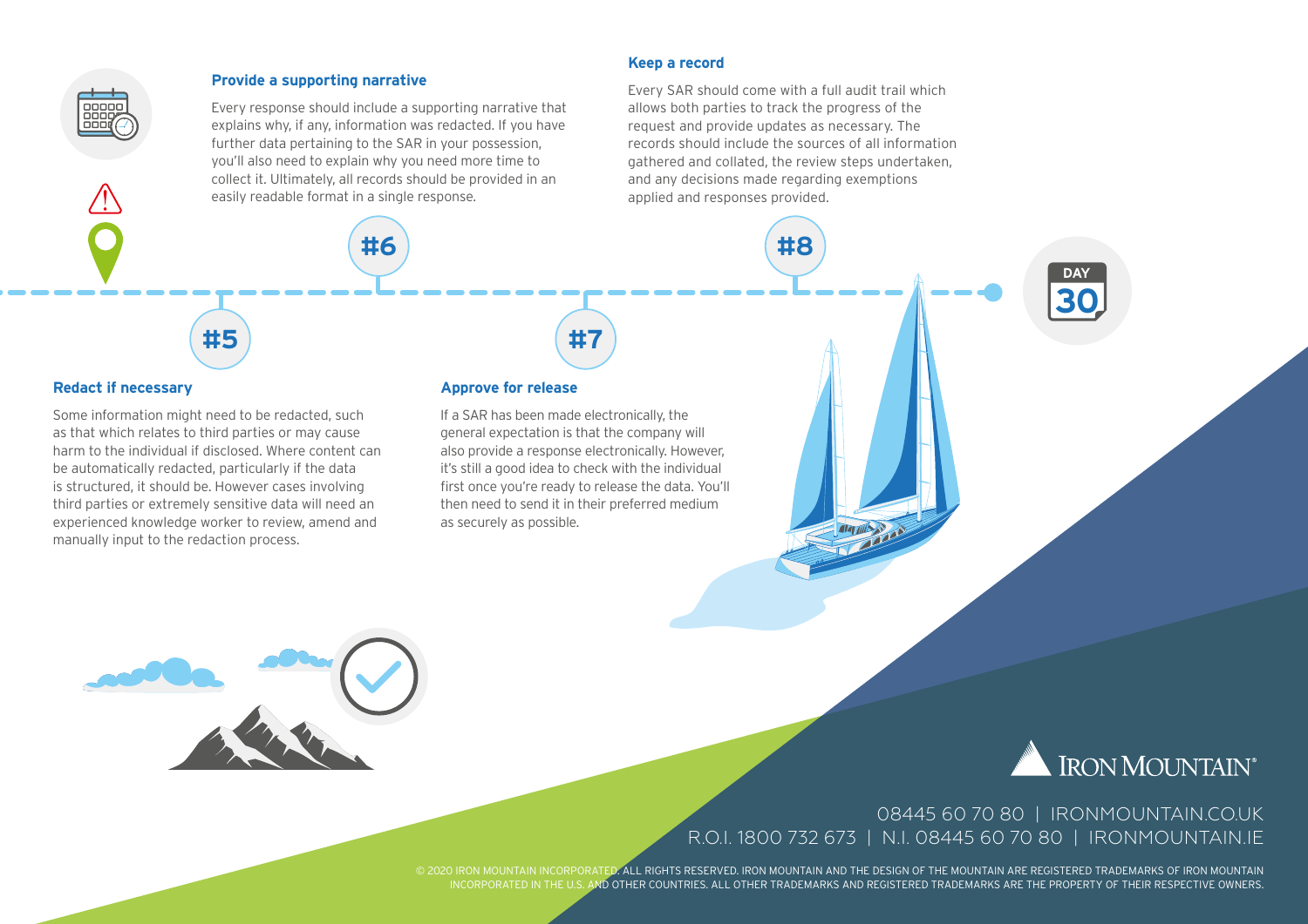#5

### Redact if necessary

Some information might need to be redacted, such as that which relates to third parties or may cause harm to the individual if disclosed. Where content can be automatically redacted, particularly if the data is structured, it should be. However cases involving third parties or extremely sensitive data will need an experienced knowledge worker to review, amend and manually input to the redaction process.

#6

### Provide a supporting narrative

Every response should include a supporting narrative that explains why, if any, information was redacted. If you have further data pertaining to the SAR in your possession, you'll also need to explain why you need more time to collect it. Ultimately, all records should be provided in an easily readable format in a single response.

#7

### Approve for release

If a SAR has been made electronically, the general expectation is that the company will also provide a response electronically. However, it's still a good idea to check with the individual first once you're ready to release the data. You'll then need to send it in their preferred medium as securely as possible.

#8

### Keep a record

Every SAR should come with a full audit trail which allows both parties to track the progress of the request and provide updates as necessary. The records should include the sources of all information gathered and collated, the review steps undertaken, and any decisions made regarding exemptions applied and responses provided.

DAY 30

IRON MOUNTAIN®

08445 60 70 80 | IRONMOUNTAIN.CO.UK
R.O.I. 1800 732 673 | N.I. 08445 60 70 80 | IRONMOUNTAIN.IE

© 2020 IRON MOUNTAIN INCORPORATED. ALL RIGHTS RESERVED. IRON MOUNTAIN AND THE DESIGN OF THE MOUNTAIN ARE REGISTERED TRADEMARKS OF IRON MOUNTAIN INCORPORATED IN THE U.S. AND OTHER COUNTRIES. ALL OTHER TRADEMARKS AND REGISTERED TRADEMARKS ARE THE PROPERTY OF THEIR RESPECTIVE OWNERS.